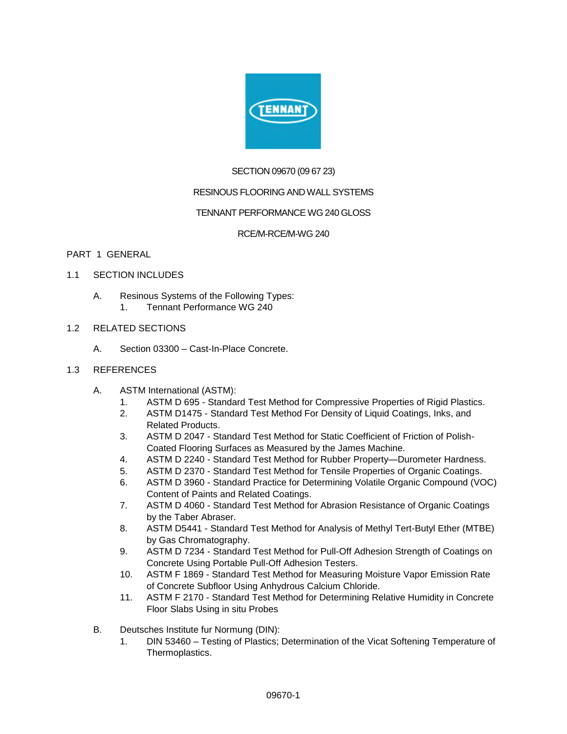SECTION 09670 (09 67 23)

RESINOUS FLOORING AND WALL SYSTEMS

TENNANT PERFORMANCE WG 240 GLOSS

RCE/M-RCE/M-WG 240

# PART 1 GENERAL

## 1.1 SECTION INCLUDES

A. Resinous Systems of the Following Types:
   1. Tennant Performance WG 240

## 1.2 RELATED SECTIONS

A. Section 03300 – Cast-In-Place Concrete.

## 1.3 REFERENCES

A. ASTM International (ASTM):
   1. ASTM D 695 - Standard Test Method for Compressive Properties of Rigid Plastics.
   2. ASTM D1475 - Standard Test Method For Density of Liquid Coatings, Inks, and Related Products.
   3. ASTM D 2047 - Standard Test Method for Static Coefficient of Friction of Polish-Coated Flooring Surfaces as Measured by the James Machine.
   4. ASTM D 2240 - Standard Test Method for Rubber Property—Durometer Hardness.
   5. ASTM D 2370 - Standard Test Method for Tensile Properties of Organic Coatings.
   6. ASTM D 3960 - Standard Practice for Determining Volatile Organic Compound (VOC) Content of Paints and Related Coatings.
   7. ASTM D 4060 - Standard Test Method for Abrasion Resistance of Organic Coatings by the Taber Abraser.
   8. ASTM D5441 - Standard Test Method for Analysis of Methyl Tert-Butyl Ether (MTBE) by Gas Chromatography.
   9. ASTM D 7234 - Standard Test Method for Pull-Off Adhesion Strength of Coatings on Concrete Using Portable Pull-Off Adhesion Testers.
   10. ASTM F 1869 - Standard Test Method for Measuring Moisture Vapor Emission Rate of Concrete Subfloor Using Anhydrous Calcium Chloride.
   11. ASTM F 2170 - Standard Test Method for Determining Relative Humidity in Concrete Floor Slabs Using in situ Probes

B. Deutsches Institute fur Normung (DIN):
   1. DIN 53460 – Testing of Plastics; Determination of the Vicat Softening Temperature of Thermoplastics.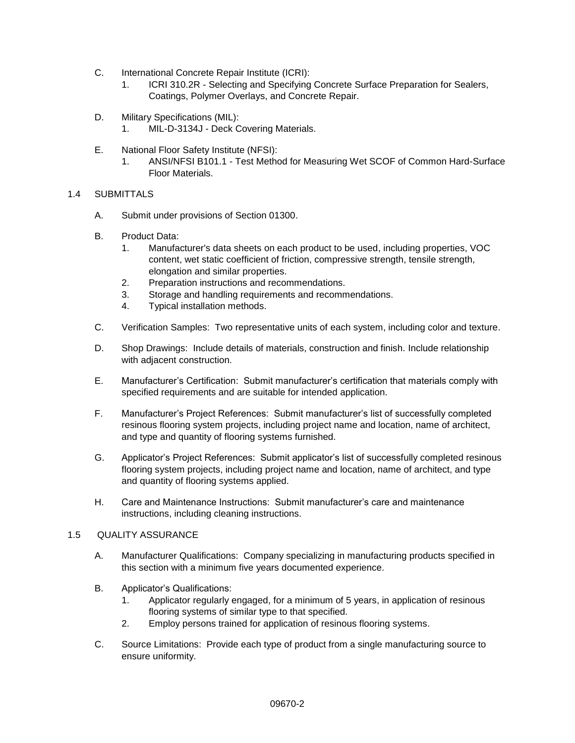C. International Concrete Repair Institute (ICRI):
   1. ICRI 310.2R - Selecting and Specifying Concrete Surface Preparation for Sealers, Coatings, Polymer Overlays, and Concrete Repair.

D. Military Specifications (MIL):
   1. MIL-D-3134J - Deck Covering Materials.

E. National Floor Safety Institute (NFSI):
   1. ANSI/NFSI B101.1 - Test Method for Measuring Wet SCOF of Common Hard-Surface Floor Materials.

## 1.4 SUBMITTALS

A. Submit under provisions of Section 01300.

B. Product Data:
   1. Manufacturer's data sheets on each product to be used, including properties, VOC content, wet static coefficient of friction, compressive strength, tensile strength, elongation and similar properties.
   2. Preparation instructions and recommendations.
   3. Storage and handling requirements and recommendations.
   4. Typical installation methods.

C. Verification Samples: Two representative units of each system, including color and texture.

D. Shop Drawings: Include details of materials, construction and finish. Include relationship with adjacent construction.

E. Manufacturer's Certification: Submit manufacturer's certification that materials comply with specified requirements and are suitable for intended application.

F. Manufacturer's Project References: Submit manufacturer's list of successfully completed resinous flooring system projects, including project name and location, name of architect, and type and quantity of flooring systems furnished.

G. Applicator's Project References: Submit applicator's list of successfully completed resinous flooring system projects, including project name and location, name of architect, and type and quantity of flooring systems applied.

H. Care and Maintenance Instructions: Submit manufacturer's care and maintenance instructions, including cleaning instructions.

## 1.5 QUALITY ASSURANCE

A. Manufacturer Qualifications: Company specializing in manufacturing products specified in this section with a minimum five years documented experience.

B. Applicator's Qualifications:
   1. Applicator regularly engaged, for a minimum of 5 years, in application of resinous flooring systems of similar type to that specified.
   2. Employ persons trained for application of resinous flooring systems.

C. Source Limitations: Provide each type of product from a single manufacturing source to ensure uniformity.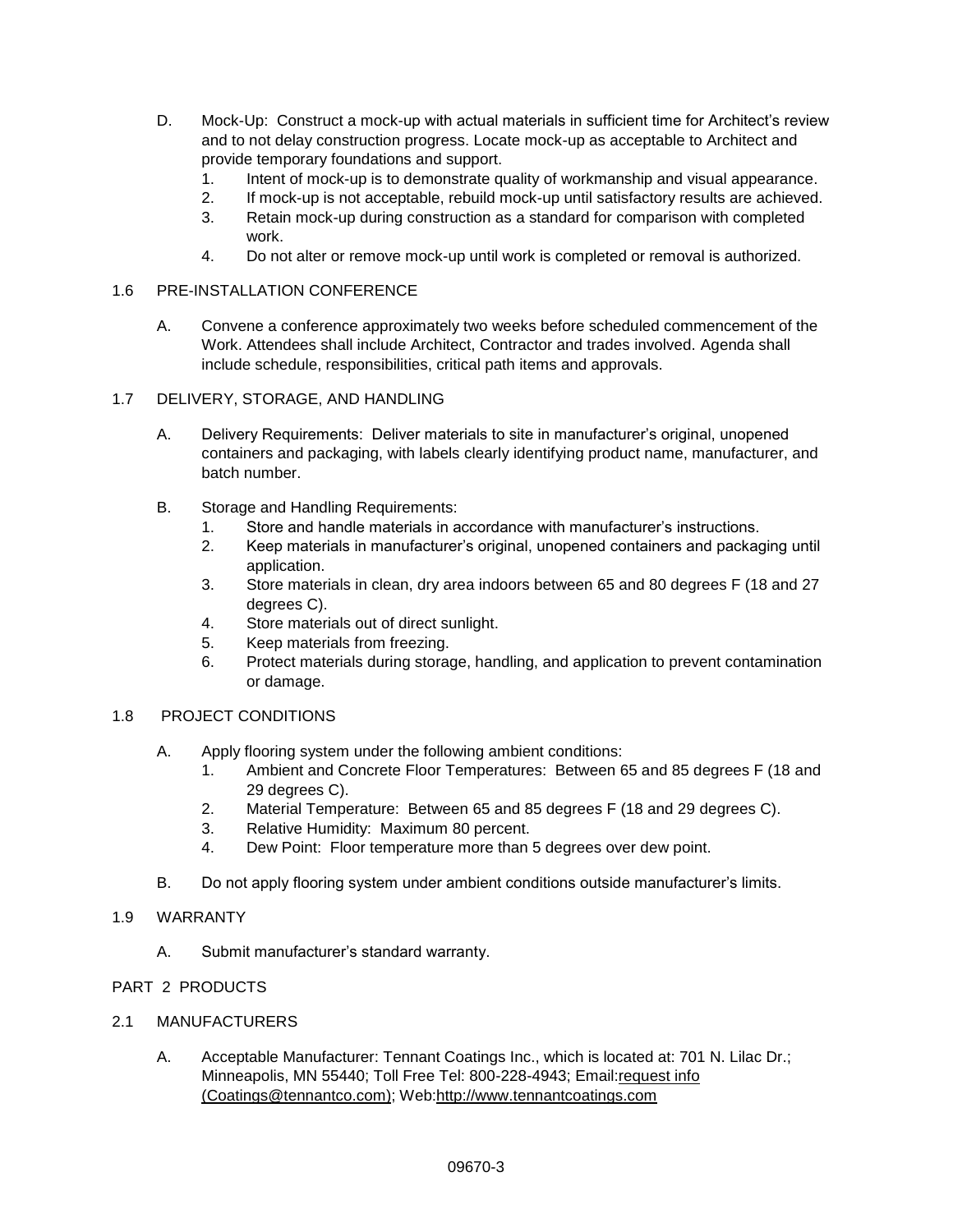D. Mock-Up: Construct a mock-up with actual materials in sufficient time for Architect's review and to not delay construction progress. Locate mock-up as acceptable to Architect and provide temporary foundations and support.
   1. Intent of mock-up is to demonstrate quality of workmanship and visual appearance.
   2. If mock-up is not acceptable, rebuild mock-up until satisfactory results are achieved.
   3. Retain mock-up during construction as a standard for comparison with completed work.
   4. Do not alter or remove mock-up until work is completed or removal is authorized.

## 1.6 PRE-INSTALLATION CONFERENCE

A. Convene a conference approximately two weeks before scheduled commencement of the Work. Attendees shall include Architect, Contractor and trades involved. Agenda shall include schedule, responsibilities, critical path items and approvals.

## 1.7 DELIVERY, STORAGE, AND HANDLING

A. Delivery Requirements: Deliver materials to site in manufacturer's original, unopened containers and packaging, with labels clearly identifying product name, manufacturer, and batch number.

B. Storage and Handling Requirements:
   1. Store and handle materials in accordance with manufacturer's instructions.
   2. Keep materials in manufacturer's original, unopened containers and packaging until application.
   3. Store materials in clean, dry area indoors between 65 and 80 degrees F (18 and 27 degrees C).
   4. Store materials out of direct sunlight.
   5. Keep materials from freezing.
   6. Protect materials during storage, handling, and application to prevent contamination or damage.

## 1.8 PROJECT CONDITIONS

A. Apply flooring system under the following ambient conditions:
   1. Ambient and Concrete Floor Temperatures: Between 65 and 85 degrees F (18 and 29 degrees C).
   2. Material Temperature: Between 65 and 85 degrees F (18 and 29 degrees C).
   3. Relative Humidity: Maximum 80 percent.
   4. Dew Point: Floor temperature more than 5 degrees over dew point.

B. Do not apply flooring system under ambient conditions outside manufacturer's limits.

## 1.9 WARRANTY

A. Submit manufacturer's standard warranty.

# PART 2 PRODUCTS

## 2.1 MANUFACTURERS

A. Acceptable Manufacturer: Tennant Coatings Inc., which is located at: 701 N. Lilac Dr.; Minneapolis, MN 55440; Toll Free Tel: 800-228-4943; Email:request info (Coatings@tennantco.com); Web:http://www.tennantcoatings.com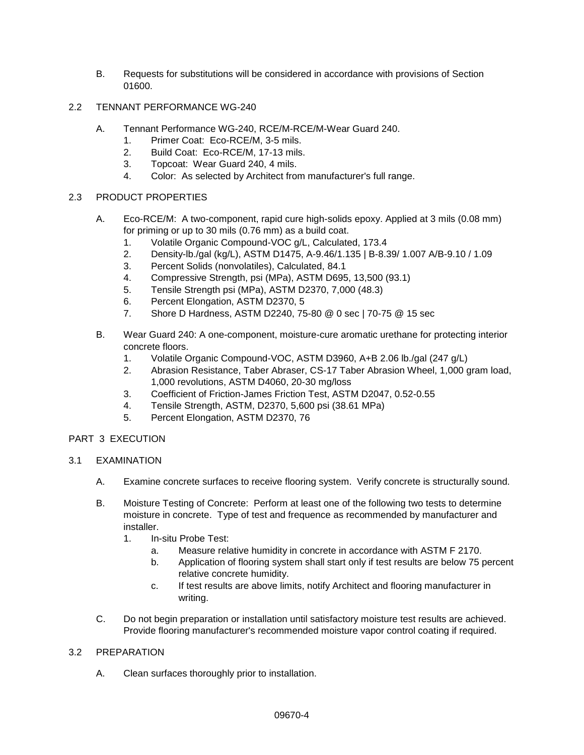B. Requests for substitutions will be considered in accordance with provisions of Section 01600.

## 2.2 TENNANT PERFORMANCE WG-240

A. Tennant Performance WG-240, RCE/M-RCE/M-Wear Guard 240.
   1. Primer Coat: Eco-RCE/M, 3-5 mils.
   2. Build Coat: Eco-RCE/M, 17-13 mils.
   3. Topcoat: Wear Guard 240, 4 mils.
   4. Color: As selected by Architect from manufacturer's full range.

## 2.3 PRODUCT PROPERTIES

A. Eco-RCE/M: A two-component, rapid cure high-solids epoxy. Applied at 3 mils (0.08 mm) for priming or up to 30 mils (0.76 mm) as a build coat.
   1. Volatile Organic Compound-VOC g/L, Calculated, 173.4
   2. Density-lb./gal (kg/L), ASTM D1475, A-9.46/1.135 | B-8.39/ 1.007 A/B-9.10 / 1.09
   3. Percent Solids (nonvolatiles), Calculated, 84.1
   4. Compressive Strength, psi (MPa), ASTM D695, 13,500 (93.1)
   5. Tensile Strength psi (MPa), ASTM D2370, 7,000 (48.3)
   6. Percent Elongation, ASTM D2370, 5
   7. Shore D Hardness, ASTM D2240, 75-80 @ 0 sec | 70-75 @ 15 sec

B. Wear Guard 240: A one-component, moisture-cure aromatic urethane for protecting interior concrete floors.
   1. Volatile Organic Compound-VOC, ASTM D3960, A+B 2.06 lb./gal (247 g/L)
   2. Abrasion Resistance, Taber Abraser, CS-17 Taber Abrasion Wheel, 1,000 gram load, 1,000 revolutions, ASTM D4060, 20-30 mg/loss
   3. Coefficient of Friction-James Friction Test, ASTM D2047, 0.52-0.55
   4. Tensile Strength, ASTM, D2370, 5,600 psi (38.61 MPa)
   5. Percent Elongation, ASTM D2370, 76

# PART 3 EXECUTION

## 3.1 EXAMINATION

A. Examine concrete surfaces to receive flooring system. Verify concrete is structurally sound.

B. Moisture Testing of Concrete: Perform at least one of the following two tests to determine moisture in concrete. Type of test and frequence as recommended by manufacturer and installer.
   1. In-situ Probe Test:
      a. Measure relative humidity in concrete in accordance with ASTM F 2170.
      b. Application of flooring system shall start only if test results are below 75 percent relative concrete humidity.
      c. If test results are above limits, notify Architect and flooring manufacturer in writing.

C. Do not begin preparation or installation until satisfactory moisture test results are achieved. Provide flooring manufacturer's recommended moisture vapor control coating if required.

## 3.2 PREPARATION

A. Clean surfaces thoroughly prior to installation.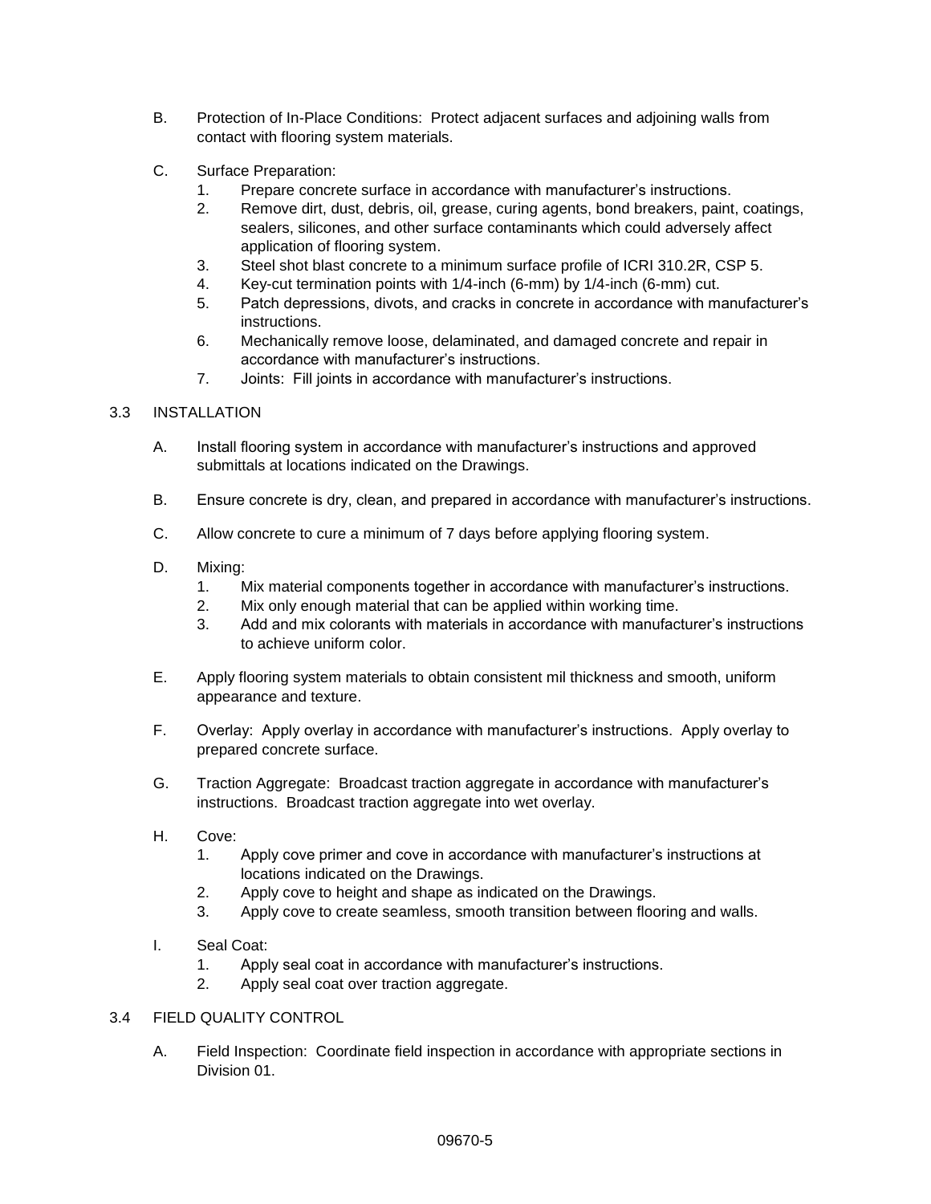B. Protection of In-Place Conditions: Protect adjacent surfaces and adjoining walls from contact with flooring system materials.

C. Surface Preparation:
   1. Prepare concrete surface in accordance with manufacturer's instructions.
   2. Remove dirt, dust, debris, oil, grease, curing agents, bond breakers, paint, coatings, sealers, silicones, and other surface contaminants which could adversely affect application of flooring system.
   3. Steel shot blast concrete to a minimum surface profile of ICRI 310.2R, CSP 5.
   4. Key-cut termination points with 1/4-inch (6-mm) by 1/4-inch (6-mm) cut.
   5. Patch depressions, divots, and cracks in concrete in accordance with manufacturer's instructions.
   6. Mechanically remove loose, delaminated, and damaged concrete and repair in accordance with manufacturer's instructions.
   7. Joints: Fill joints in accordance with manufacturer's instructions.

## 3.3 INSTALLATION

A. Install flooring system in accordance with manufacturer's instructions and approved submittals at locations indicated on the Drawings.

B. Ensure concrete is dry, clean, and prepared in accordance with manufacturer's instructions.

C. Allow concrete to cure a minimum of 7 days before applying flooring system.

D. Mixing:
   1. Mix material components together in accordance with manufacturer's instructions.
   2. Mix only enough material that can be applied within working time.
   3. Add and mix colorants with materials in accordance with manufacturer's instructions to achieve uniform color.

E. Apply flooring system materials to obtain consistent mil thickness and smooth, uniform appearance and texture.

F. Overlay: Apply overlay in accordance with manufacturer's instructions. Apply overlay to prepared concrete surface.

G. Traction Aggregate: Broadcast traction aggregate in accordance with manufacturer's instructions. Broadcast traction aggregate into wet overlay.

H. Cove:
   1. Apply cove primer and cove in accordance with manufacturer's instructions at locations indicated on the Drawings.
   2. Apply cove to height and shape as indicated on the Drawings.
   3. Apply cove to create seamless, smooth transition between flooring and walls.

I. Seal Coat:
   1. Apply seal coat in accordance with manufacturer's instructions.
   2. Apply seal coat over traction aggregate.

## 3.4 FIELD QUALITY CONTROL

A. Field Inspection: Coordinate field inspection in accordance with appropriate sections in Division 01.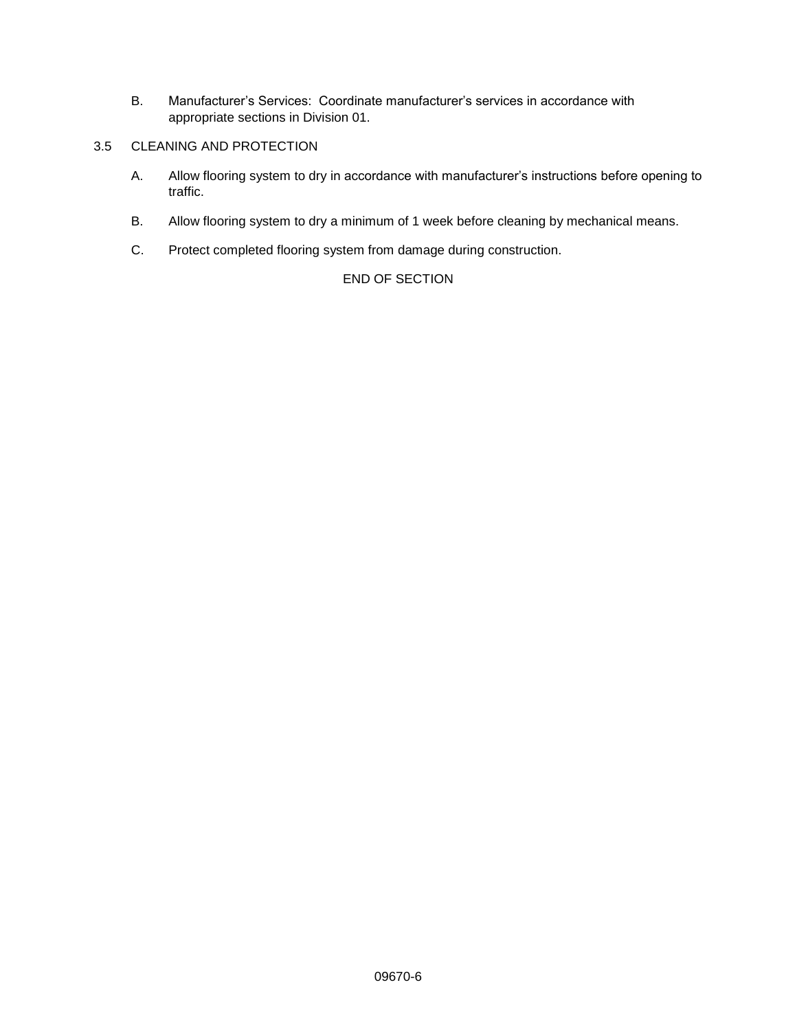B. Manufacturer's Services: Coordinate manufacturer's services in accordance with appropriate sections in Division 01.

## 3.5 CLEANING AND PROTECTION

A. Allow flooring system to dry in accordance with manufacturer's instructions before opening to traffic.

B. Allow flooring system to dry a minimum of 1 week before cleaning by mechanical means.

C. Protect completed flooring system from damage during construction.

END OF SECTION